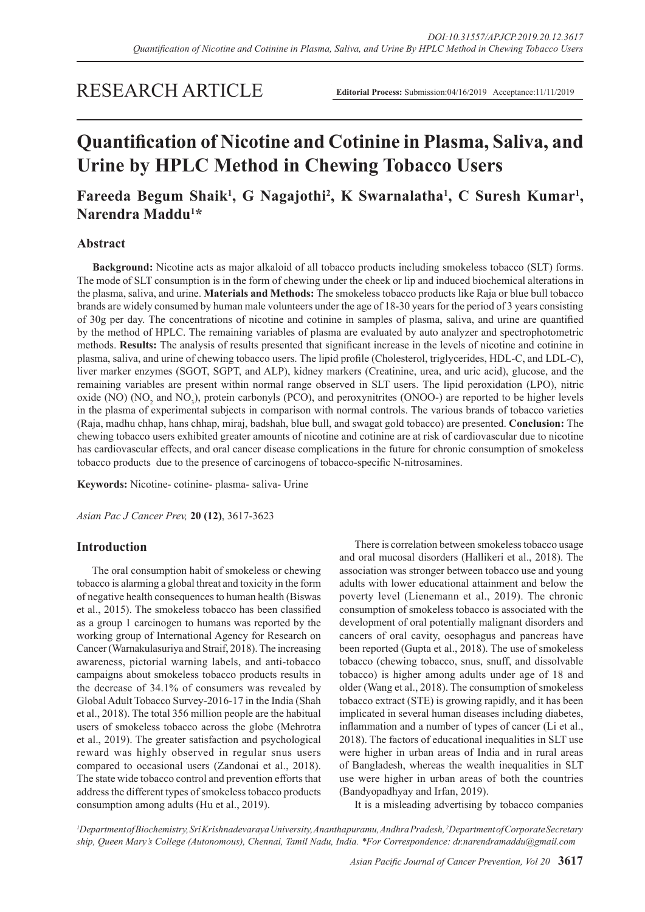RESEARCH ARTICLE

**Editorial Process:** Submission:04/16/2019 Acceptance:11/11/2019

# Quantification of Nicotine and Cotinine in Plasma, Saliva, and Urine by HPLC Method in Chewing Tobacco Users

**Fareeda Begum Shaik[1], G Nagajothi[2], K Swarnalatha[1], C Suresh Kumar[1], Narendra Maddu[1]***

## Abstract

**Background:** Nicotine acts as major alkaloid of all tobacco products including smokeless tobacco (SLT) forms. The mode of SLT consumption is in the form of chewing under the cheek or lip and induced biochemical alterations in the plasma, saliva, and urine. **Materials and Methods:** The smokeless tobacco products like Raja or blue bull tobacco brands are widely consumed by human male volunteers under the age of 18-30 years for the period of 3 years consisting of 30g per day. The concentrations of nicotine and cotinine in samples of plasma, saliva, and urine are quantified by the method of HPLC. The remaining variables of plasma are evaluated by auto analyzer and spectrophotometric methods. **Results:** The analysis of results presented that significant increase in the levels of nicotine and cotinine in plasma, saliva, and urine of chewing tobacco users. The lipid profile (Cholesterol, triglycerides, HDL-C, and LDL-C), liver marker enzymes (SGOT, SGPT, and ALP), kidney markers (Creatinine, urea, and uric acid), glucose, and the remaining variables are present within normal range observed in SLT users. The lipid peroxidation (LPO), nitric oxide (NO) ($NO_2$ and $NO_3$), protein carbonyls (PCO), and peroxynitrites (ONOO-) are reported to be higher levels in the plasma of experimental subjects in comparison with normal controls. The various brands of tobacco varieties (Raja, madhu chhap, hans chhap, miraj, badshah, blue bull, and swagat gold tobacco) are presented. **Conclusion:** The chewing tobacco users exhibited greater amounts of nicotine and cotinine are at risk of cardiovascular due to nicotine has cardiovascular effects, and oral cancer disease complications in the future for chronic consumption of smokeless tobacco products due to the presence of carcinogens of tobacco-specific N-nitrosamines.

**Keywords:** Nicotine- cotinine- plasma- saliva- Urine

*Asian Pac J Cancer Prev,* **20 (12)**, 3617-3623

## Introduction

The oral consumption habit of smokeless or chewing tobacco is alarming a global threat and toxicity in the form of negative health consequences to human health (Biswas et al., 2015). The smokeless tobacco has been classified as a group 1 carcinogen to humans was reported by the working group of International Agency for Research on Cancer (Warnakulasuriya and Straif, 2018). The increasing awareness, pictorial warning labels, and anti-tobacco campaigns about smokeless tobacco products results in the decrease of 34.1% of consumers was revealed by Global Adult Tobacco Survey-2016-17 in the India (Shah et al., 2018). The total 356 million people are the habitual users of smokeless tobacco across the globe (Mehrotra et al., 2019). The greater satisfaction and psychological reward was highly observed in regular snus users compared to occasional users (Zandonai et al., 2018). The state wide tobacco control and prevention efforts that address the different types of smokeless tobacco products consumption among adults (Hu et al., 2019).

There is correlation between smokeless tobacco usage and oral mucosal disorders (Hallikeri et al., 2018). The association was stronger between tobacco use and young adults with lower educational attainment and below the poverty level (Lienemann et al., 2019). The chronic consumption of smokeless tobacco is associated with the development of oral potentially malignant disorders and cancers of oral cavity, oesophagus and pancreas have been reported (Gupta et al., 2018). The use of smokeless tobacco (chewing tobacco, snus, snuff, and dissolvable tobacco) is higher among adults under age of 18 and older (Wang et al., 2018). The consumption of smokeless tobacco extract (STE) is growing rapidly, and it has been implicated in several human diseases including diabetes, inflammation and a number of types of cancer (Li et al., 2018). The factors of educational inequalities in SLT use were higher in urban areas of India and in rural areas of Bangladesh, whereas the wealth inequalities in SLT use were higher in urban areas of both the countries (Bandyopadhyay and Irfan, 2019).

It is a misleading advertising by tobacco companies

*[1]Department of Biochemistry, Sri Krishnadevaraya University, Ananthapuramu, Andhra Pradesh, [2]Department of Corporate Secretary ship, Queen Mary's College (Autonomous), Chennai, Tamil Nadu, India. *For Correspondence: dr.narendramaddu@gmail.com*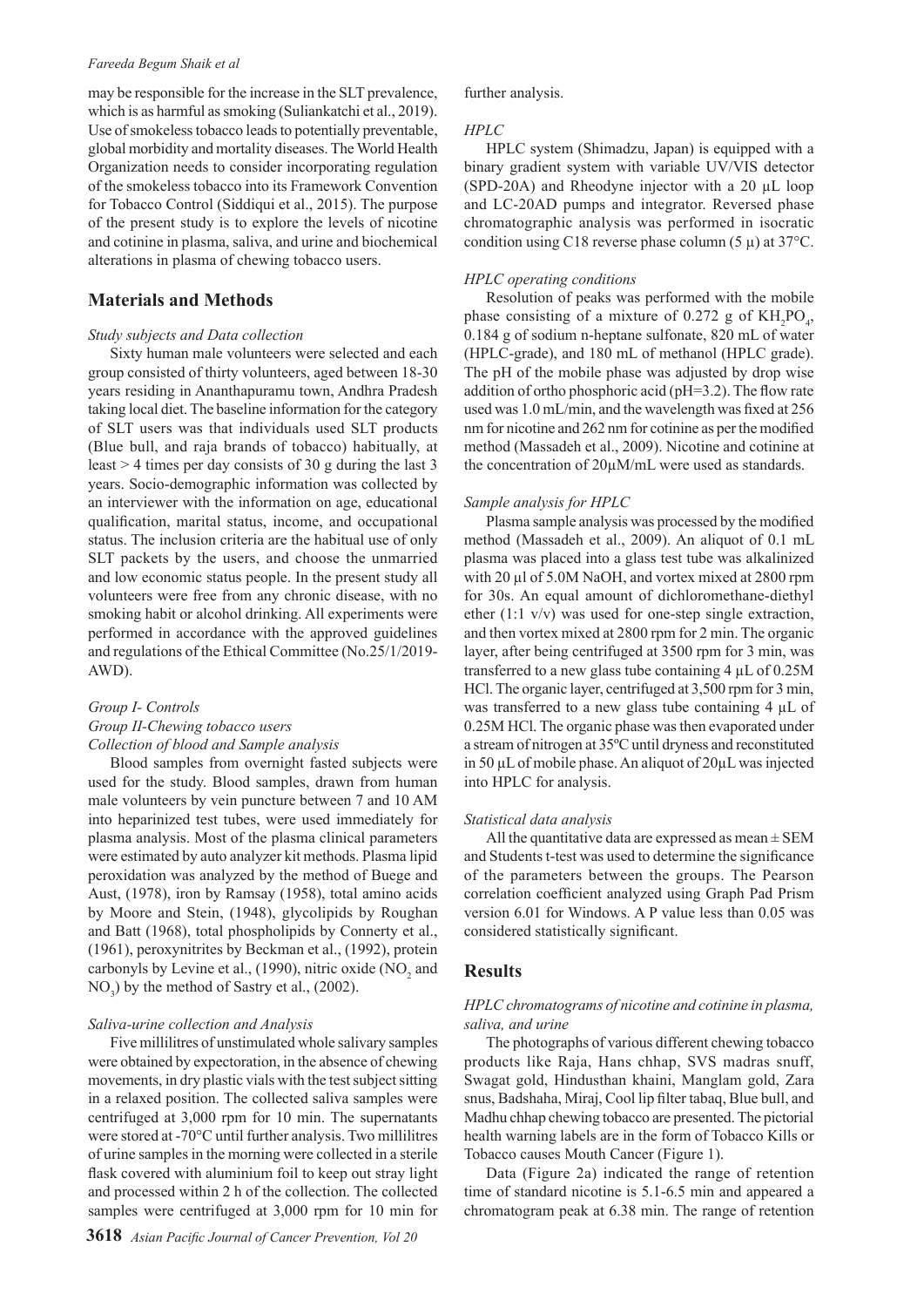may be responsible for the increase in the SLT prevalence, which is as harmful as smoking (Suliankatchi et al., 2019). Use of smokeless tobacco leads to potentially preventable, global morbidity and mortality diseases. The World Health Organization needs to consider incorporating regulation of the smokeless tobacco into its Framework Convention for Tobacco Control (Siddiqui et al., 2015). The purpose of the present study is to explore the levels of nicotine and cotinine in plasma, saliva, and urine and biochemical alterations in plasma of chewing tobacco users.

## Materials and Methods

### *Study subjects and Data collection*

Sixty human male volunteers were selected and each group consisted of thirty volunteers, aged between 18-30 years residing in Ananthapuramu town, Andhra Pradesh taking local diet. The baseline information for the category of SLT users was that individuals used SLT products (Blue bull, and raja brands of tobacco) habitually, at least > 4 times per day consists of 30 g during the last 3 years. Socio-demographic information was collected by an interviewer with the information on age, educational qualification, marital status, income, and occupational status. The inclusion criteria are the habitual use of only SLT packets by the users, and choose the unmarried and low economic status people. In the present study all volunteers were free from any chronic disease, with no smoking habit or alcohol drinking. All experiments were performed in accordance with the approved guidelines and regulations of the Ethical Committee (No.25/1/2019-AWD).

*Group I- Controls*

*Group II-Chewing tobacco users*

### *Collection of blood and Sample analysis*

Blood samples from overnight fasted subjects were used for the study. Blood samples, drawn from human male volunteers by vein puncture between 7 and 10 AM into heparinized test tubes, were used immediately for plasma analysis. Most of the plasma clinical parameters were estimated by auto analyzer kit methods. Plasma lipid peroxidation was analyzed by the method of Buege and Aust, (1978), iron by Ramsay (1958), total amino acids by Moore and Stein, (1948), glycolipids by Roughan and Batt (1968), total phospholipids by Connerty et al., (1961), peroxynitrites by Beckman et al., (1992), protein carbonyls by Levine et al., (1990), nitric oxide ($NO_2$ and $NO_3$) by the method of Sastry et al., (2002).

### *Saliva-urine collection and Analysis*

Five millilitres of unstimulated whole salivary samples were obtained by expectoration, in the absence of chewing movements, in dry plastic vials with the test subject sitting in a relaxed position. The collected saliva samples were centrifuged at 3,000 rpm for 10 min. The supernatants were stored at -70°C until further analysis. Two millilitres of urine samples in the morning were collected in a sterile flask covered with aluminium foil to keep out stray light and processed within 2 h of the collection. The collected samples were centrifuged at 3,000 rpm for 10 min for further analysis.

### *HPLC*

HPLC system (Shimadzu, Japan) is equipped with a binary gradient system with variable UV/VIS detector (SPD-20A) and Rheodyne injector with a 20 µL loop and LC-20AD pumps and integrator. Reversed phase chromatographic analysis was performed in isocratic condition using C18 reverse phase column (5 µ) at 37°C.

### *HPLC operating conditions*

Resolution of peaks was performed with the mobile phase consisting of a mixture of 0.272 g of $KH_2PO_4$, 0.184 g of sodium n-heptane sulfonate, 820 mL of water (HPLC-grade), and 180 mL of methanol (HPLC grade). The pH of the mobile phase was adjusted by drop wise addition of ortho phosphoric acid (pH=3.2). The flow rate used was 1.0 mL/min, and the wavelength was fixed at 256 nm for nicotine and 262 nm for cotinine as per the modified method (Massadeh et al., 2009). Nicotine and cotinine at the concentration of 20µM/mL were used as standards.

### *Sample analysis for HPLC*

Plasma sample analysis was processed by the modified method (Massadeh et al., 2009). An aliquot of 0.1 mL plasma was placed into a glass test tube was alkalinized with 20 µl of 5.0M NaOH, and vortex mixed at 2800 rpm for 30s. An equal amount of dichloromethane-diethyl ether (1:1 v/v) was used for one-step single extraction, and then vortex mixed at 2800 rpm for 2 min. The organic layer, after being centrifuged at 3500 rpm for 3 min, was transferred to a new glass tube containing 4 µL of 0.25M HCl. The organic layer, centrifuged at 3,500 rpm for 3 min, was transferred to a new glass tube containing 4 µL of 0.25M HCl. The organic phase was then evaporated under a stream of nitrogen at 35ºC until dryness and reconstituted in 50 µL of mobile phase. An aliquot of 20µL was injected into HPLC for analysis.

### *Statistical data analysis*

All the quantitative data are expressed as mean ± SEM and Students t-test was used to determine the significance of the parameters between the groups. The Pearson correlation coefficient analyzed using Graph Pad Prism version 6.01 for Windows. A P value less than 0.05 was considered statistically significant.

## Results

### *HPLC chromatograms of nicotine and cotinine in plasma, saliva, and urine*

The photographs of various different chewing tobacco products like Raja, Hans chhap, SVS madras snuff, Swagat gold, Hindusthan khaini, Manglam gold, Zara snus, Badshaha, Miraj, Cool lip filter tabaq, Blue bull, and Madhu chhap chewing tobacco are presented. The pictorial health warning labels are in the form of Tobacco Kills or Tobacco causes Mouth Cancer (Figure 1).

Data (Figure 2a) indicated the range of retention time of standard nicotine is 5.1-6.5 min and appeared a chromatogram peak at 6.38 min. The range of retention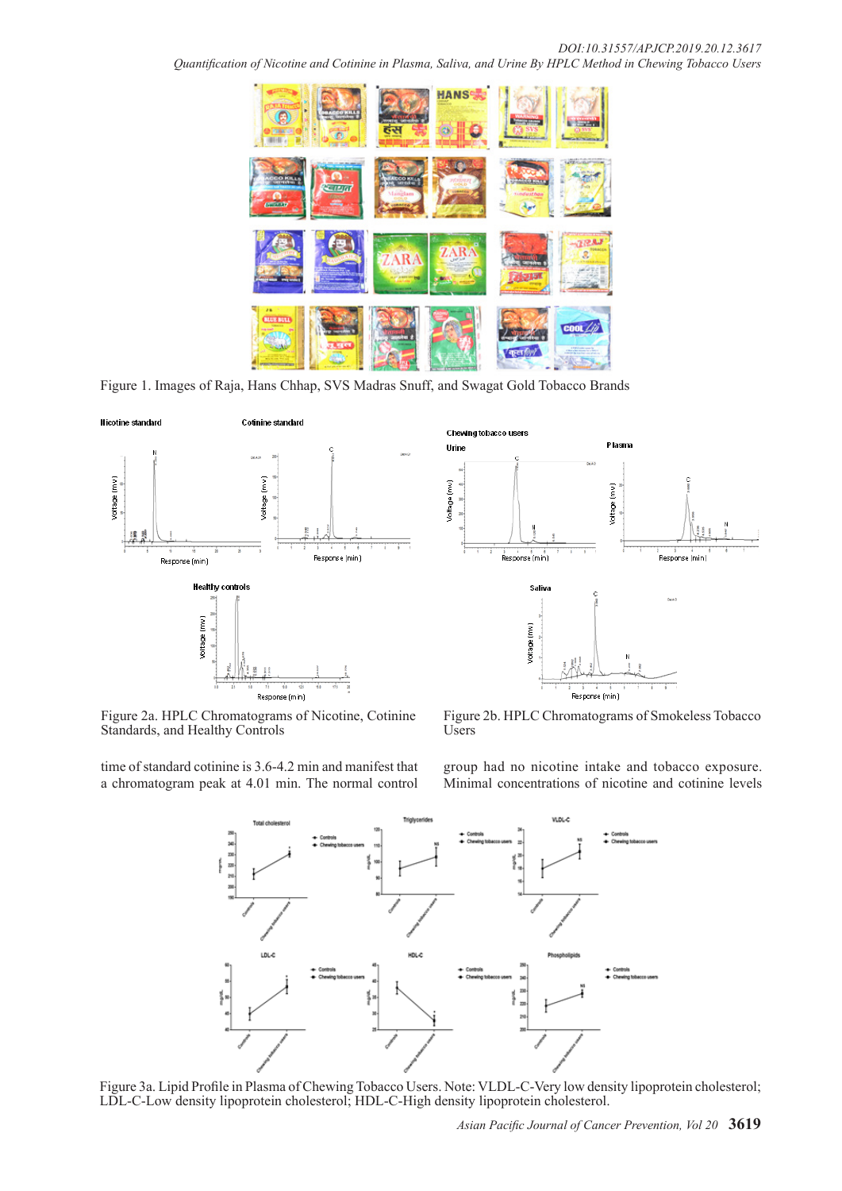Figure 1. Images of Raja, Hans Chhap, SVS Madras Snuff, and Swagat Gold Tobacco Brands

Figure 2a. HPLC Chromatograms of Nicotine, Cotinine Standards, and Healthy Controls

Figure 2b. HPLC Chromatograms of Smokeless Tobacco Users

time of standard cotinine is 3.6-4.2 min and manifest that a chromatogram peak at 4.01 min. The normal control group had no nicotine intake and tobacco exposure. Minimal concentrations of nicotine and cotinine levels

Figure 3a. Lipid Profile in Plasma of Chewing Tobacco Users. Note: VLDL-C-Very low density lipoprotein cholesterol; LDL-C-Low density lipoprotein cholesterol; HDL-C-High density lipoprotein cholesterol.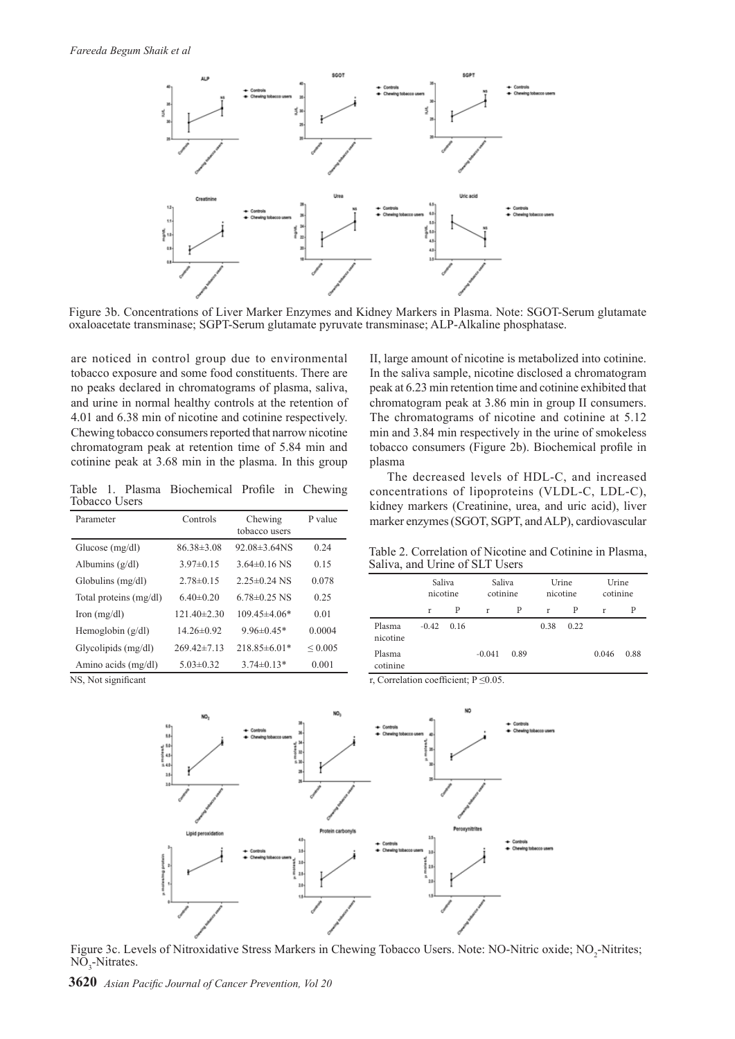Figure 3b. Concentrations of Liver Marker Enzymes and Kidney Markers in Plasma. Note: SGOT-Serum glutamate oxaloacetate transminase; SGPT-Serum glutamate pyruvate transminase; ALP-Alkaline phosphatase.

are noticed in control group due to environmental tobacco exposure and some food constituents. There are no peaks declared in chromatograms of plasma, saliva, and urine in normal healthy controls at the retention of 4.01 and 6.38 min of nicotine and cotinine respectively. Chewing tobacco consumers reported that narrow nicotine chromatogram peak at retention time of 5.84 min and cotinine peak at 3.68 min in the plasma. In this group II, large amount of nicotine is metabolized into cotinine. In the saliva sample, nicotine disclosed a chromatogram peak at 6.23 min retention time and cotinine exhibited that chromatogram peak at 3.86 min in group II consumers. The chromatograms of nicotine and cotinine at 5.12 min and 3.84 min respectively in the urine of smokeless tobacco consumers (Figure 2b). Biochemical profile in plasma

Table 1. Plasma Biochemical Profile in Chewing Tobacco Users

| Parameter | Controls | Chewing tobacco users | P value |
|---|---|---|---|
| Glucose (mg/dl) | 86.38±3.08 | 92.08±3.64NS | 0.24 |
| Albumins (g/dl) | 3.97±0.15 | 3.64±0.16 NS | 0.15 |
| Globulins (mg/dl) | 2.78±0.15 | 2.25±0.24 NS | 0.078 |
| Total proteins (mg/dl) | 6.40±0.20 | 6.78±0.25 NS | 0.25 |
| Iron (mg/dl) | 121.40±2.30 | 109.45±4.06* | 0.01 |
| Hemoglobin (g/dl) | 14.26±0.92 | 9.96±0.45* | 0.0004 |
| Glycolipids (mg/dl) | 269.42±7.13 | 218.85±6.01* | ≤ 0.005 |
| Amino acids (mg/dl) | 5.03±0.32 | 3.74±0.13* | 0.001 |

NS, Not significant

The decreased levels of HDL-C, and increased concentrations of lipoproteins (VLDL-C, LDL-C), kidney markers (Creatinine, urea, and uric acid), liver marker enzymes (SGOT, SGPT, and ALP), cardiovascular

Table 2. Correlation of Nicotine and Cotinine in Plasma, Saliva, and Urine of SLT Users

| | Saliva nicotine | | Saliva cotinine | | Urine nicotine | | Urine cotinine | |
|---|---|---|---|---|---|---|---|---|
| | r | P | r | P | r | P | r | P |
| Plasma nicotine | -0.42 | 0.16 | | | 0.38 | 0.22 | | |
| Plasma cotinine | | | -0.041 | 0.89 | | | 0.046 | 0.88 |

r, Correlation coefficient; P ≤0.05.

Figure 3c. Levels of Nitroxidative Stress Markers in Chewing Tobacco Users. Note: NO-Nitric oxide; $NO_2$-Nitrites; $NO_3$-Nitrates.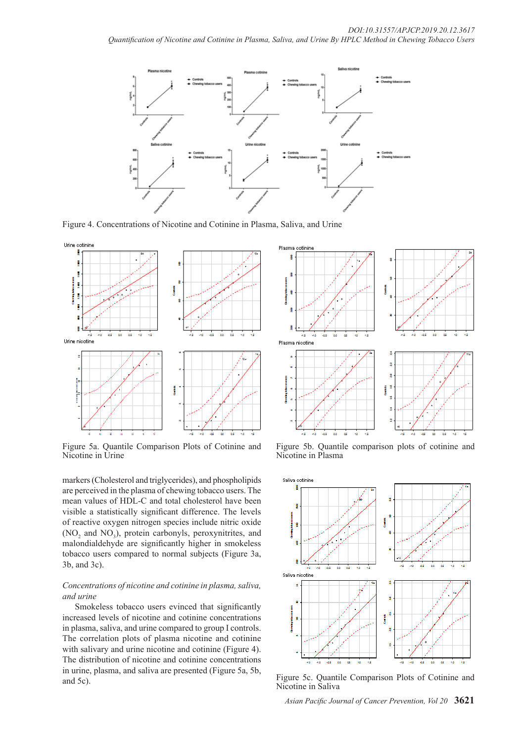Figure 4. Concentrations of Nicotine and Cotinine in Plasma, Saliva, and Urine

Figure 5a. Quantile Comparison Plots of Cotinine and Nicotine in Urine

Figure 5b. Quantile comparison plots of cotinine and Nicotine in Plasma

markers (Cholesterol and triglycerides), and phospholipids are perceived in the plasma of chewing tobacco users. The mean values of HDL-C and total cholesterol have been visible a statistically significant difference. The levels of reactive oxygen nitrogen species include nitric oxide ($NO_2$ and $NO_3$), protein carbonyls, peroxynitrites, and malondialdehyde are significantly higher in smokeless tobacco users compared to normal subjects (Figure 3a, 3b, and 3c).

*Concentrations of nicotine and cotinine in plasma, saliva, and urine*

Smokeless tobacco users evinced that significantly increased levels of nicotine and cotinine concentrations in plasma, saliva, and urine compared to group I controls. The correlation plots of plasma nicotine and cotinine with salivary and urine nicotine and cotinine (Figure 4). The distribution of nicotine and cotinine concentrations in urine, plasma, and saliva are presented (Figure 5a, 5b, and 5c).

Figure 5c. Quantile Comparison Plots of Cotinine and Nicotine in Saliva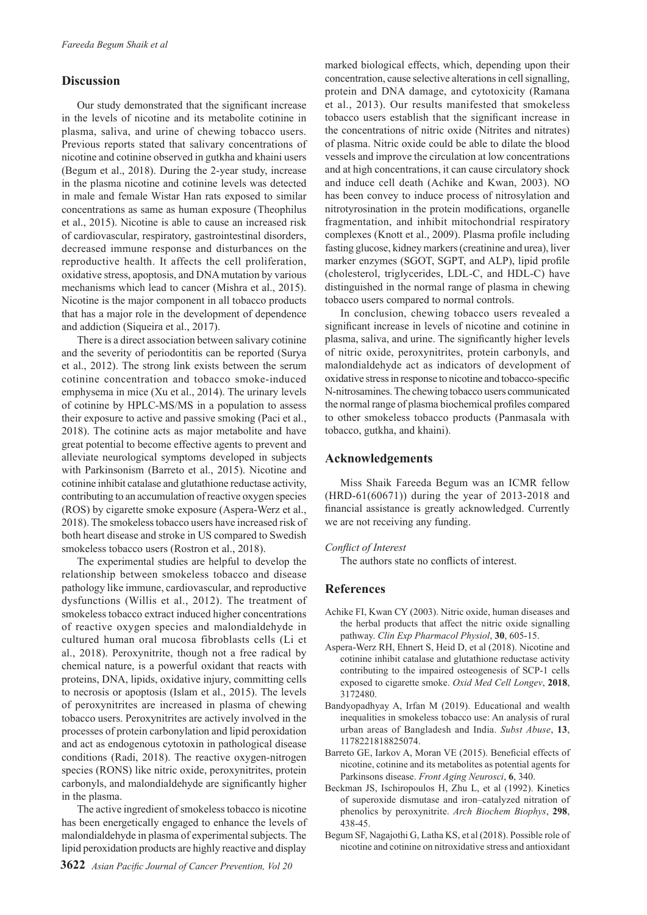## Discussion

Our study demonstrated that the significant increase in the levels of nicotine and its metabolite cotinine in plasma, saliva, and urine of chewing tobacco users. Previous reports stated that salivary concentrations of nicotine and cotinine observed in gutkha and khaini users (Begum et al., 2018). During the 2-year study, increase in the plasma nicotine and cotinine levels was detected in male and female Wistar Han rats exposed to similar concentrations as same as human exposure (Theophilus et al., 2015). Nicotine is able to cause an increased risk of cardiovascular, respiratory, gastrointestinal disorders, decreased immune response and disturbances on the reproductive health. It affects the cell proliferation, oxidative stress, apoptosis, and DNA mutation by various mechanisms which lead to cancer (Mishra et al., 2015). Nicotine is the major component in all tobacco products that has a major role in the development of dependence and addiction (Siqueira et al., 2017).

There is a direct association between salivary cotinine and the severity of periodontitis can be reported (Surya et al., 2012). The strong link exists between the serum cotinine concentration and tobacco smoke-induced emphysema in mice (Xu et al., 2014). The urinary levels of cotinine by HPLC-MS/MS in a population to assess their exposure to active and passive smoking (Paci et al., 2018). The cotinine acts as major metabolite and have great potential to become effective agents to prevent and alleviate neurological symptoms developed in subjects with Parkinsonism (Barreto et al., 2015). Nicotine and cotinine inhibit catalase and glutathione reductase activity, contributing to an accumulation of reactive oxygen species (ROS) by cigarette smoke exposure (Aspera-Werz et al., 2018). The smokeless tobacco users have increased risk of both heart disease and stroke in US compared to Swedish smokeless tobacco users (Rostron et al., 2018).

The experimental studies are helpful to develop the relationship between smokeless tobacco and disease pathology like immune, cardiovascular, and reproductive dysfunctions (Willis et al., 2012). The treatment of smokeless tobacco extract induced higher concentrations of reactive oxygen species and malondialdehyde in cultured human oral mucosa fibroblasts cells (Li et al., 2018). Peroxynitrite, though not a free radical by chemical nature, is a powerful oxidant that reacts with proteins, DNA, lipids, oxidative injury, committing cells to necrosis or apoptosis (Islam et al., 2015). The levels of peroxynitrites are increased in plasma of chewing tobacco users. Peroxynitrites are actively involved in the processes of protein carbonylation and lipid peroxidation and act as endogenous cytotoxin in pathological disease conditions (Radi, 2018). The reactive oxygen-nitrogen species (RONS) like nitric oxide, peroxynitrites, protein carbonyls, and malondialdehyde are significantly higher in the plasma.

The active ingredient of smokeless tobacco is nicotine has been energetically engaged to enhance the levels of malondialdehyde in plasma of experimental subjects. The lipid peroxidation products are highly reactive and display marked biological effects, which, depending upon their concentration, cause selective alterations in cell signalling, protein and DNA damage, and cytotoxicity (Ramana et al., 2013). Our results manifested that smokeless tobacco users establish that the significant increase in the concentrations of nitric oxide (Nitrites and nitrates) of plasma. Nitric oxide could be able to dilate the blood vessels and improve the circulation at low concentrations and at high concentrations, it can cause circulatory shock and induce cell death (Achike and Kwan, 2003). NO has been convey to induce process of nitrosylation and nitrotyrosination in the protein modifications, organelle fragmentation, and inhibit mitochondrial respiratory complexes (Knott et al., 2009). Plasma profile including fasting glucose, kidney markers (creatinine and urea), liver marker enzymes (SGOT, SGPT, and ALP), lipid profile (cholesterol, triglycerides, LDL-C, and HDL-C) have distinguished in the normal range of plasma in chewing tobacco users compared to normal controls.

In conclusion, chewing tobacco users revealed a significant increase in levels of nicotine and cotinine in plasma, saliva, and urine. The significantly higher levels of nitric oxide, peroxynitrites, protein carbonyls, and malondialdehyde act as indicators of development of oxidative stress in response to nicotine and tobacco-specific N-nitrosamines. The chewing tobacco users communicated the normal range of plasma biochemical profiles compared to other smokeless tobacco products (Panmasala with tobacco, gutkha, and khaini).

## Acknowledgements

Miss Shaik Fareeda Begum was an ICMR fellow (HRD-61(60671)) during the year of 2013-2018 and financial assistance is greatly acknowledged. Currently we are not receiving any funding.

*Conflict of Interest*

The authors state no conflicts of interest.

## References

Achike FI, Kwan CY (2003). Nitric oxide, human diseases and the herbal products that affect the nitric oxide signalling pathway. *Clin Exp Pharmacol Physiol*, **30**, 605-15.

Aspera-Werz RH, Ehnert S, Heid D, et al (2018). Nicotine and cotinine inhibit catalase and glutathione reductase activity contributing to the impaired osteogenesis of SCP-1 cells exposed to cigarette smoke. *Oxid Med Cell Longev*, **2018**, 3172480.

Bandyopadhyay A, Irfan M (2019). Educational and wealth inequalities in smokeless tobacco use: An analysis of rural urban areas of Bangladesh and India. *Subst Abuse*, **13**, 1178221818825074.

Barreto GE, Iarkov A, Moran VE (2015). Beneficial effects of nicotine, cotinine and its metabolites as potential agents for Parkinsons disease. *Front Aging Neurosci*, **6**, 340.

Beckman JS, Ischiropoulos H, Zhu L, et al (1992). Kinetics of superoxide dismutase and iron–catalyzed nitration of phenolics by peroxynitrite. *Arch Biochem Biophys*, **298**, 438-45.

Begum SF, Nagajothi G, Latha KS, et al (2018). Possible role of nicotine and cotinine on nitroxidative stress and antioxidant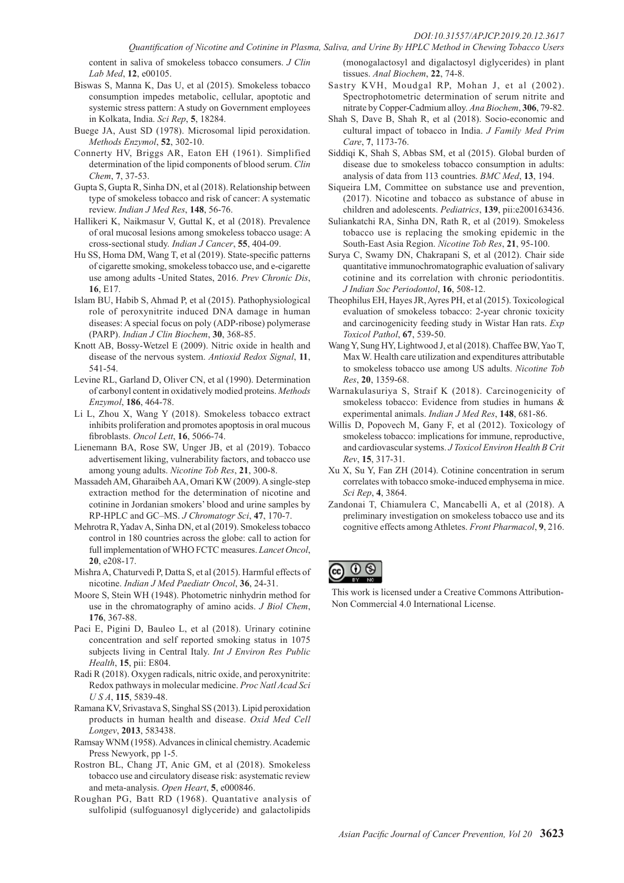content in saliva of smokeless tobacco consumers. *J Clin Lab Med*, **12**, e00105.

Biswas S, Manna K, Das U, et al (2015). Smokeless tobacco consumption impedes metabolic, cellular, apoptotic and systemic stress pattern: A study on Government employees in Kolkata, India. *Sci Rep*, **5**, 18284.

Buege JA, Aust SD (1978). Microsomal lipid peroxidation. *Methods Enzymol*, **52**, 302-10.

Connerty HV, Briggs AR, Eaton EH (1961). Simplified determination of the lipid components of blood serum. *Clin Chem*, **7**, 37-53.

Gupta S, Gupta R, Sinha DN, et al (2018). Relationship between type of smokeless tobacco and risk of cancer: A systematic review. *Indian J Med Res*, **148**, 56-76.

Hallikeri K, Naikmasur V, Guttal K, et al (2018). Prevalence of oral mucosal lesions among smokeless tobacco usage: A cross-sectional study. *Indian J Cancer*, **55**, 404-09.

Hu SS, Homa DM, Wang T, et al (2019). State-specific patterns of cigarette smoking, smokeless tobacco use, and e-cigarette use among adults -United States, 2016. *Prev Chronic Dis*, **16**, E17.

Islam BU, Habib S, Ahmad P, et al (2015). Pathophysiological role of peroxynitrite induced DNA damage in human diseases: A special focus on poly (ADP-ribose) polymerase (PARP). *Indian J Clin Biochem*, **30**, 368-85.

Knott AB, Bossy-Wetzel E (2009). Nitric oxide in health and disease of the nervous system. *Antioxid Redox Signal*, **11**, 541-54.

Levine RL, Garland D, Oliver CN, et al (1990). Determination of carbonyl content in oxidatively modied proteins. *Methods Enzymol*, **186**, 464-78.

Li L, Zhou X, Wang Y (2018). Smokeless tobacco extract inhibits proliferation and promotes apoptosis in oral mucous fibroblasts. *Oncol Lett*, **16**, 5066-74.

Lienemann BA, Rose SW, Unger JB, et al (2019). Tobacco advertisement liking, vulnerability factors, and tobacco use among young adults. *Nicotine Tob Res*, **21**, 300-8.

Massadeh AM, Gharaibeh AA, Omari KW (2009). A single-step extraction method for the determination of nicotine and cotinine in Jordanian smokers' blood and urine samples by RP-HPLC and GC–MS. *J Chromatogr Sci*, **47**, 170-7.

Mehrotra R, Yadav A, Sinha DN, et al (2019). Smokeless tobacco control in 180 countries across the globe: call to action for full implementation of WHO FCTC measures. *Lancet Oncol*, **20**, e208-17.

Mishra A, Chaturvedi P, Datta S, et al (2015). Harmful effects of nicotine. *Indian J Med Paediatr Oncol*, **36**, 24-31.

Moore S, Stein WH (1948). Photometric ninhydrin method for use in the chromatography of amino acids. *J Biol Chem*, **176**, 367-88.

Paci E, Pigini D, Bauleo L, et al (2018). Urinary cotinine concentration and self reported smoking status in 1075 subjects living in Central Italy. *Int J Environ Res Public Health*, **15**, pii: E804.

Radi R (2018). Oxygen radicals, nitric oxide, and peroxynitrite: Redox pathways in molecular medicine. *Proc Natl Acad Sci U S A*, **115**, 5839-48.

Ramana KV, Srivastava S, Singhal SS (2013). Lipid peroxidation products in human health and disease. *Oxid Med Cell Longev*, **2013**, 583438.

Ramsay WNM (1958). Advances in clinical chemistry. Academic Press Newyork, pp 1-5.

Rostron BL, Chang JT, Anic GM, et al (2018). Smokeless tobacco use and circulatory disease risk: asystematic review and meta-analysis. *Open Heart*, **5**, e000846.

Roughan PG, Batt RD (1968). Quantative analysis of sulfolipid (sulfoguanosyl diglyceride) and galactolipids (monogalactosyl and digalactosyl diglycerides) in plant tissues. *Anal Biochem*, **22**, 74-8.

Sastry KVH, Moudgal RP, Mohan J, et al (2002). Spectrophotometric determination of serum nitrite and nitrate by Copper-Cadmium alloy. *Ana Biochem*, **306**, 79-82.

Shah S, Dave B, Shah R, et al (2018). Socio-economic and cultural impact of tobacco in India. *J Family Med Prim Care*, **7**, 1173-76.

Siddiqi K, Shah S, Abbas SM, et al (2015). Global burden of disease due to smokeless tobacco consumption in adults: analysis of data from 113 countries. *BMC Med*, **13**, 194.

Siqueira LM, Committee on substance use and prevention, (2017). Nicotine and tobacco as substance of abuse in children and adolescents. *Pediatrics*, **139**, pii:e200163436.

Suliankatchi RA, Sinha DN, Rath R, et al (2019). Smokeless tobacco use is replacing the smoking epidemic in the South-East Asia Region. *Nicotine Tob Res*, **21**, 95-100.

Surya C, Swamy DN, Chakrapani S, et al (2012). Chair side quantitative immunochromatographic evaluation of salivary cotinine and its correlation with chronic periodontitis. *J Indian Soc Periodontol*, **16**, 508-12.

Theophilus EH, Hayes JR, Ayres PH, et al (2015). Toxicological evaluation of smokeless tobacco: 2-year chronic toxicity and carcinogenicity feeding study in Wistar Han rats. *Exp Toxicol Pathol*, **67**, 539-50.

Wang Y, Sung HY, Lightwood J, et al (2018). Chaffee BW, Yao T, Max W. Health care utilization and expenditures attributable to smokeless tobacco use among US adults. *Nicotine Tob Res*, **20**, 1359-68.

Warnakulasuriya S, Straif K (2018). Carcinogenicity of smokeless tobacco: Evidence from studies in humans & experimental animals. *Indian J Med Res*, **148**, 681-86.

Willis D, Popovech M, Gany F, et al (2012). Toxicology of smokeless tobacco: implications for immune, reproductive, and cardiovascular systems. *J Toxicol Environ Health B Crit Rev*, **15**, 317-31.

Xu X, Su Y, Fan ZH (2014). Cotinine concentration in serum correlates with tobacco smoke-induced emphysema in mice. *Sci Rep*, **4**, 3864.

Zandonai T, Chiamulera C, Mancabelli A, et al (2018). A preliminary investigation on smokeless tobacco use and its cognitive effects among Athletes. *Front Pharmacol*, **9**, 216.

This work is licensed under a Creative Commons Attribution-Non Commercial 4.0 International License.